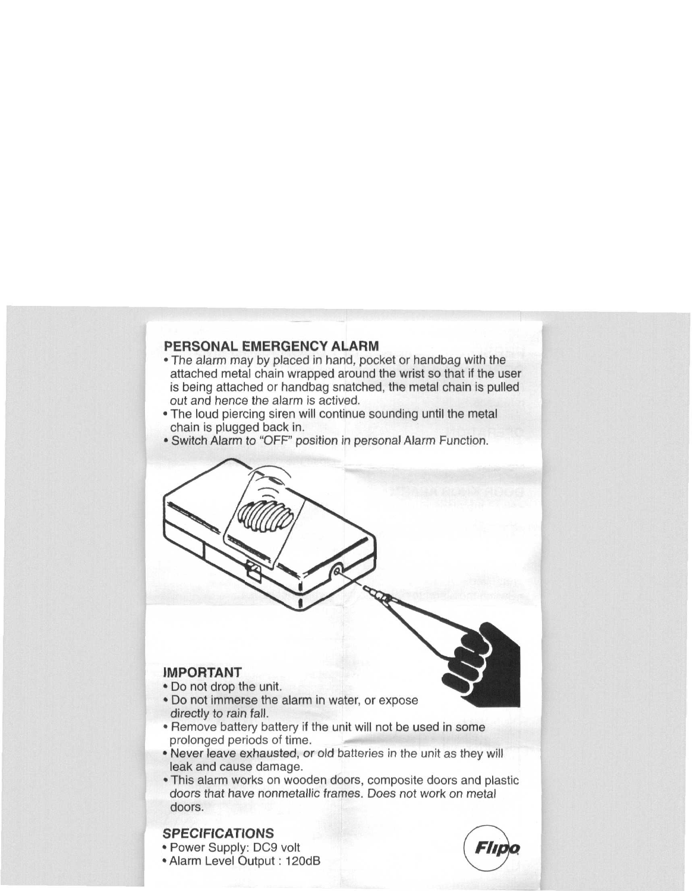## PERSONAL EMERGENCY ALARM

- The alarm may by placed in hand, pocket or handbag with the attached metal chain wrapped around the wrist so that if the user is being attached or handbag snatched, the metal chain is pulled out and hence the alarm is actived.
- The loud piercing siren will continue sounding until the metal chain is plugged back in.
- Switch Alarm to "OFF" position in personal Alarm Function.

## IMPORTANT

- Do not drop the unit.
- Do not immerse the alarm in water, or expose directly to rain fall.
- Remove battery battery if the unit will not be used in some prolonged periods of time.
- Never leave exhausted, or old batteries in the unit as they will leak and cause damage.
- This alarm works on wooden doors, composite doors and plastic doors that have nonmetallic frames. Does not work on metal doors.

## SPECIFICATIONS

- Power Supply: DC9 volt
- Alarm Level Output : 120dB

Flipo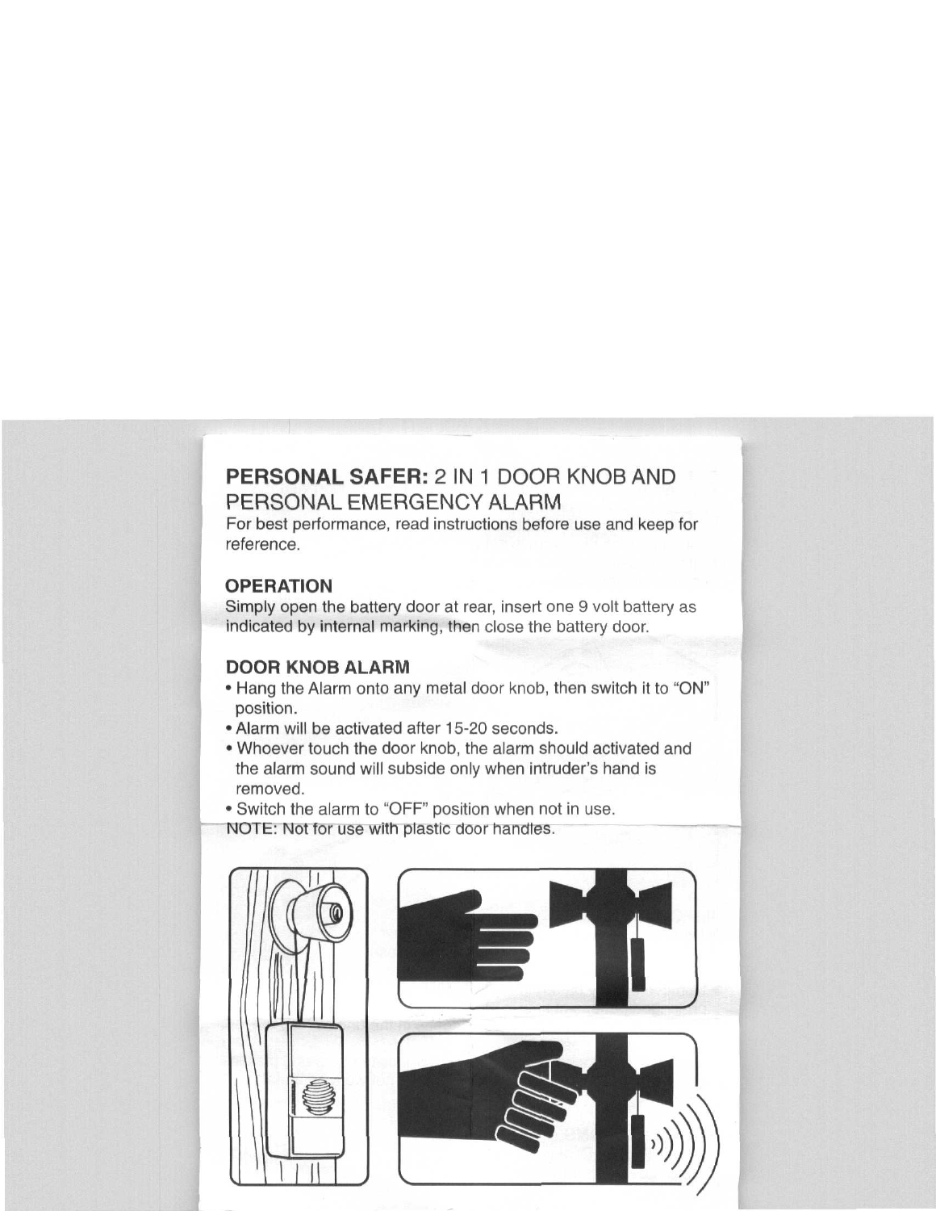## **PERSONAL SAFER:** 2 IN 1 DOOR KNOB AND PERSONAL EMERGENCY ALARM

For best performance, read instructions before use and keep for reference.

### OPERATION

Simply open the battery door at rear, insert one 9 volt battery as indicated by internal marking, then close the battery door.

### DOOR KNOB ALARM

- Hang the Alarm onto any metal door knob, then switch it to "ON" position.
- Alarm will be activated after 15-20 seconds.
- Whoever touch the door knob, the alarm should activated and the alarm sound will subside only when intruder's hand is removed.
- Switch the alarm to "OFF" position when not in use.

NOTE: Not for use with plastic door handles.